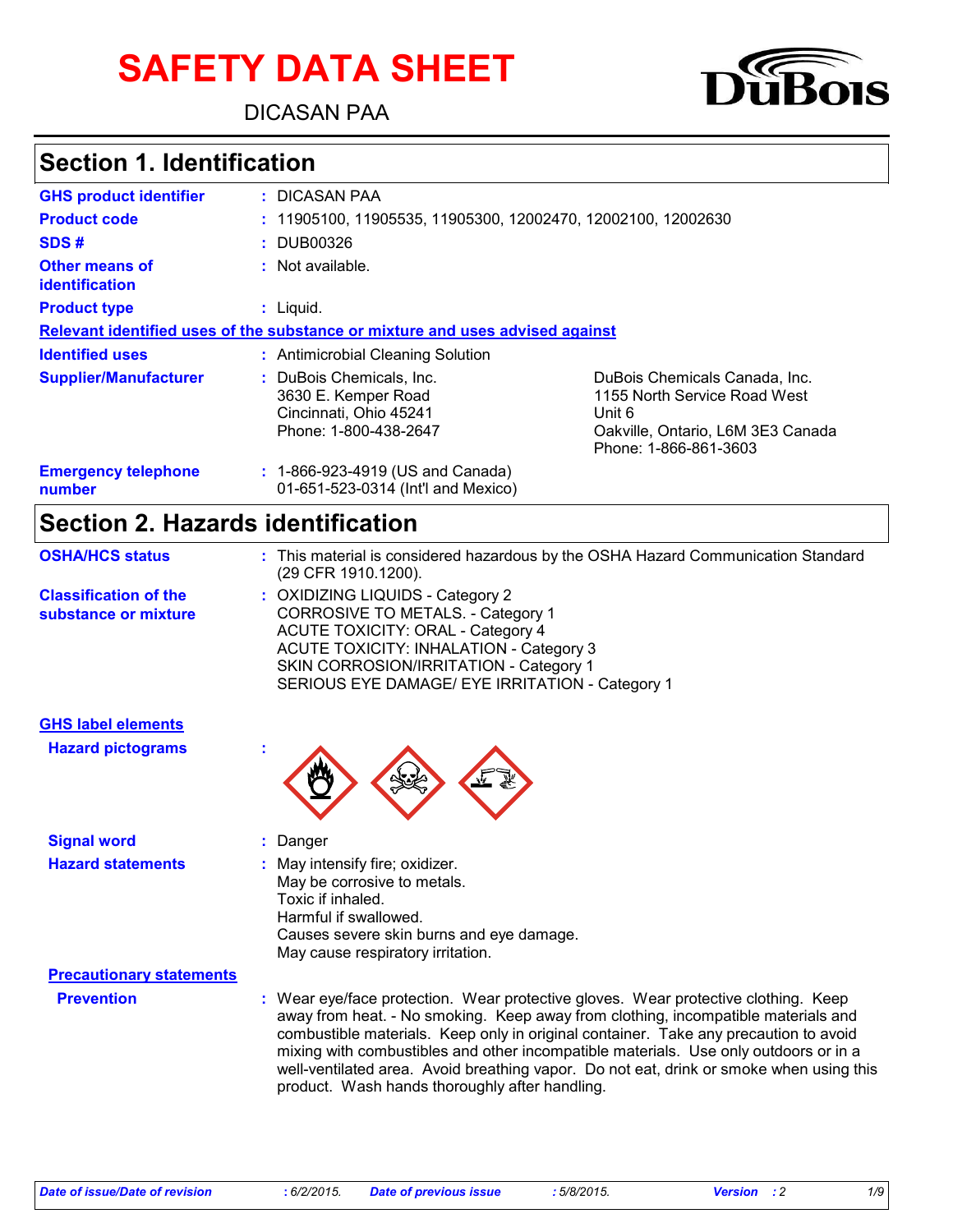# SAFETY DATA SHEET

DICASAN PAA

## Section 1. Identification

| | |
|---|---|
| **GHS product identifier** | : DICASAN PAA |
| **Product code** | : 11905100, 11905535, 11905300, 12002470, 12002100, 12002630 |
| **SDS #** | : DUB00326 |
| **Other means of identification** | : Not available. |
| **Product type** | : Liquid. |

**Relevant identified uses of the substance or mixture and uses advised against**

| | | |
|---|---|---|
| **Identified uses** | : Antimicrobial Cleaning Solution | |
| **Supplier/Manufacturer** | : DuBois Chemicals, Inc.<br>3630 E. Kemper Road<br>Cincinnati, Ohio 45241<br>Phone: 1-800-438-2647 | DuBois Chemicals Canada, Inc.<br>1155 North Service Road West<br>Unit 6<br>Oakville, Ontario, L6M 3E3 Canada<br>Phone: 1-866-861-3603 |
| **Emergency telephone number** | : 1-866-923-4919 (US and Canada)<br>01-651-523-0314 (Int'l and Mexico) | |

## Section 2. Hazards identification

**OSHA/HCS status** : This material is considered hazardous by the OSHA Hazard Communication Standard (29 CFR 1910.1200).

**Classification of the substance or mixture** :
OXIDIZING LIQUIDS - Category 2
CORROSIVE TO METALS. - Category 1
ACUTE TOXICITY: ORAL - Category 4
ACUTE TOXICITY: INHALATION - Category 3
SKIN CORROSION/IRRITATION - Category 1
SERIOUS EYE DAMAGE/ EYE IRRITATION - Category 1

**GHS label elements**

**Hazard pictograms** :

**Signal word** : Danger

**Hazard statements** :
May intensify fire; oxidizer.
May be corrosive to metals.
Toxic if inhaled.
Harmful if swallowed.
Causes severe skin burns and eye damage.
May cause respiratory irritation.

**Precautionary statements**

**Prevention** : Wear eye/face protection. Wear protective gloves. Wear protective clothing. Keep away from heat. - No smoking. Keep away from clothing, incompatible materials and combustible materials. Keep only in original container. Take any precaution to avoid mixing with combustibles and other incompatible materials. Use only outdoors or in a well-ventilated area. Avoid breathing vapor. Do not eat, drink or smoke when using this product. Wash hands thoroughly after handling.

*Date of issue/Date of revision* : 6/2/2015. *Date of previous issue* : 5/8/2015. *Version* : 2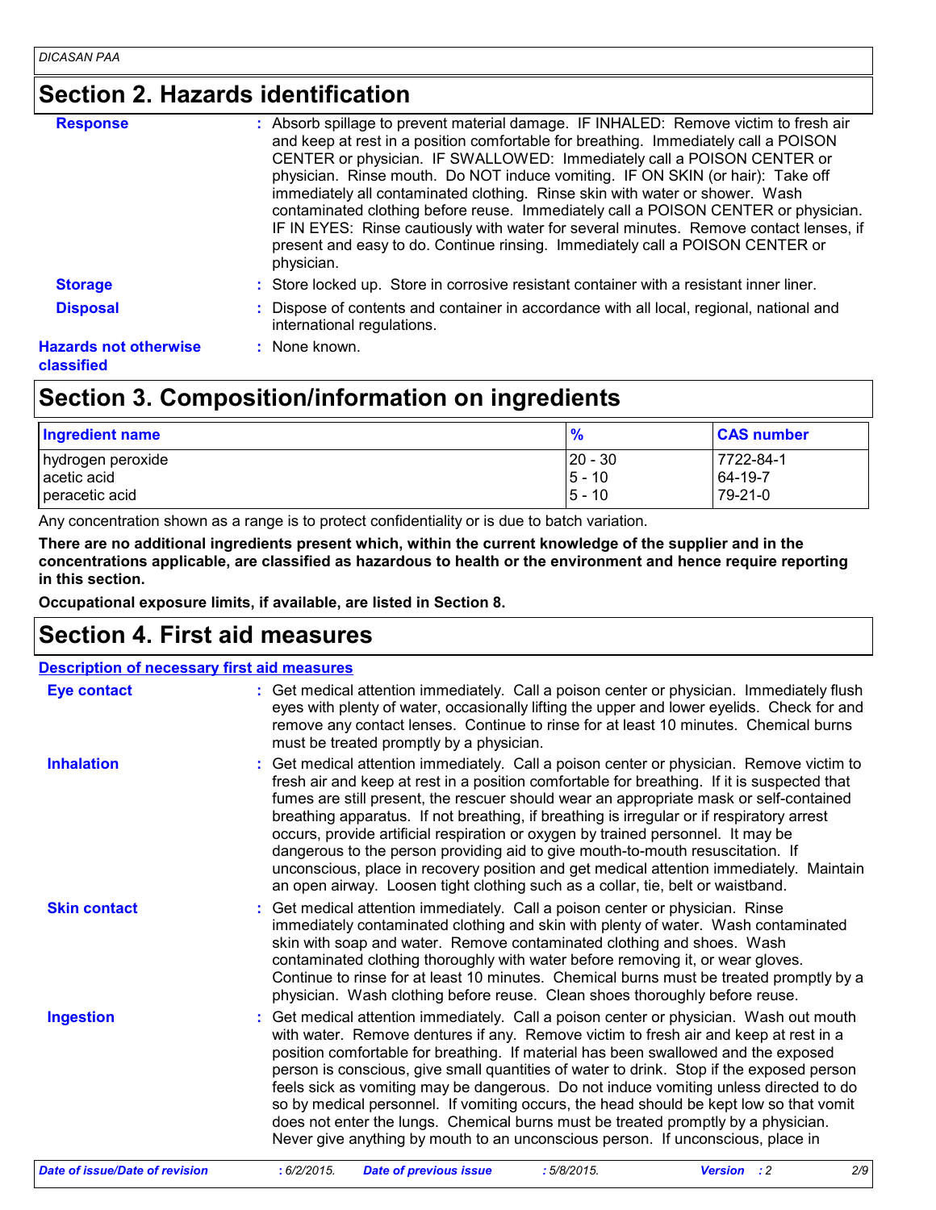## Section 2. Hazards identification

**Response** : Absorb spillage to prevent material damage. IF INHALED: Remove victim to fresh air and keep at rest in a position comfortable for breathing. Immediately call a POISON CENTER or physician. IF SWALLOWED: Immediately call a POISON CENTER or physician. Rinse mouth. Do NOT induce vomiting. IF ON SKIN (or hair): Take off immediately all contaminated clothing. Rinse skin with water or shower. Wash contaminated clothing before reuse. Immediately call a POISON CENTER or physician. IF IN EYES: Rinse cautiously with water for several minutes. Remove contact lenses, if present and easy to do. Continue rinsing. Immediately call a POISON CENTER or physician.

**Storage** : Store locked up. Store in corrosive resistant container with a resistant inner liner.

**Disposal** : Dispose of contents and container in accordance with all local, regional, national and international regulations.

**Hazards not otherwise classified** : None known.

## Section 3. Composition/information on ingredients

| Ingredient name | % | CAS number |
|---|---|---|
| hydrogen peroxide | 20 - 30 | 7722-84-1 |
| acetic acid | 5 - 10 | 64-19-7 |
| peracetic acid | 5 - 10 | 79-21-0 |

Any concentration shown as a range is to protect confidentiality or is due to batch variation.

**There are no additional ingredients present which, within the current knowledge of the supplier and in the concentrations applicable, are classified as hazardous to health or the environment and hence require reporting in this section.**

**Occupational exposure limits, if available, are listed in Section 8.**

## Section 4. First aid measures

**Description of necessary first aid measures**

**Eye contact** : Get medical attention immediately. Call a poison center or physician. Immediately flush eyes with plenty of water, occasionally lifting the upper and lower eyelids. Check for and remove any contact lenses. Continue to rinse for at least 10 minutes. Chemical burns must be treated promptly by a physician.

**Inhalation** : Get medical attention immediately. Call a poison center or physician. Remove victim to fresh air and keep at rest in a position comfortable for breathing. If it is suspected that fumes are still present, the rescuer should wear an appropriate mask or self-contained breathing apparatus. If not breathing, if breathing is irregular or if respiratory arrest occurs, provide artificial respiration or oxygen by trained personnel. It may be dangerous to the person providing aid to give mouth-to-mouth resuscitation. If unconscious, place in recovery position and get medical attention immediately. Maintain an open airway. Loosen tight clothing such as a collar, tie, belt or waistband.

**Skin contact** : Get medical attention immediately. Call a poison center or physician. Rinse immediately contaminated clothing and skin with plenty of water. Wash contaminated skin with soap and water. Remove contaminated clothing and shoes. Wash contaminated clothing thoroughly with water before removing it, or wear gloves. Continue to rinse for at least 10 minutes. Chemical burns must be treated promptly by a physician. Wash clothing before reuse. Clean shoes thoroughly before reuse.

**Ingestion** : Get medical attention immediately. Call a poison center or physician. Wash out mouth with water. Remove dentures if any. Remove victim to fresh air and keep at rest in a position comfortable for breathing. If material has been swallowed and the exposed person is conscious, give small quantities of water to drink. Stop if the exposed person feels sick as vomiting may be dangerous. Do not induce vomiting unless directed to do so by medical personnel. If vomiting occurs, the head should be kept low so that vomit does not enter the lungs. Chemical burns must be treated promptly by a physician. Never give anything by mouth to an unconscious person. If unconscious, place in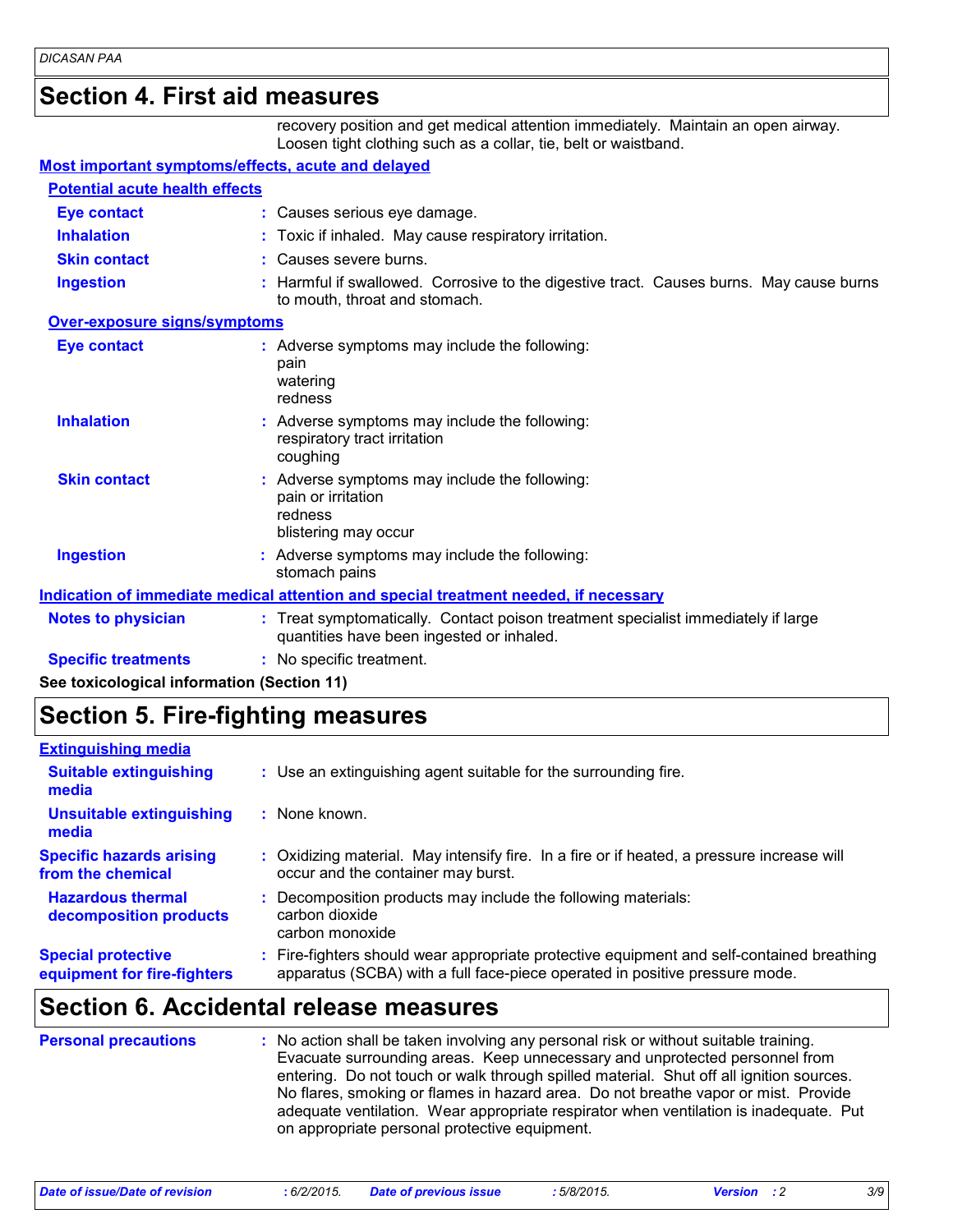## Section 4. First aid measures

recovery position and get medical attention immediately. Maintain an open airway. Loosen tight clothing such as a collar, tie, belt or waistband.

### Most important symptoms/effects, acute and delayed

#### Potential acute health effects

| | |
|---|---|
| **Eye contact** | Causes serious eye damage. |
| **Inhalation** | Toxic if inhaled. May cause respiratory irritation. |
| **Skin contact** | Causes severe burns. |
| **Ingestion** | Harmful if swallowed. Corrosive to the digestive tract. Causes burns. May cause burns to mouth, throat and stomach. |

#### Over-exposure signs/symptoms

| | |
|---|---|
| **Eye contact** | Adverse symptoms may include the following: pain watering redness |
| **Inhalation** | Adverse symptoms may include the following: respiratory tract irritation coughing |
| **Skin contact** | Adverse symptoms may include the following: pain or irritation redness blistering may occur |
| **Ingestion** | Adverse symptoms may include the following: stomach pains |

### Indication of immediate medical attention and special treatment needed, if necessary

| | |
|---|---|
| **Notes to physician** | Treat symptomatically. Contact poison treatment specialist immediately if large quantities have been ingested or inhaled. |
| **Specific treatments** | No specific treatment. |

**See toxicological information (Section 11)**

## Section 5. Fire-fighting measures

### Extinguishing media

| | |
|---|---|
| **Suitable extinguishing media** | Use an extinguishing agent suitable for the surrounding fire. |
| **Unsuitable extinguishing media** | None known. |
| **Specific hazards arising from the chemical** | Oxidizing material. May intensify fire. In a fire or if heated, a pressure increase will occur and the container may burst. |
| **Hazardous thermal decomposition products** | Decomposition products may include the following materials: carbon dioxide carbon monoxide |
| **Special protective equipment for fire-fighters** | Fire-fighters should wear appropriate protective equipment and self-contained breathing apparatus (SCBA) with a full face-piece operated in positive pressure mode. |

## Section 6. Accidental release measures

| | |
|---|---|
| **Personal precautions** | No action shall be taken involving any personal risk or without suitable training. Evacuate surrounding areas. Keep unnecessary and unprotected personnel from entering. Do not touch or walk through spilled material. Shut off all ignition sources. No flares, smoking or flames in hazard area. Do not breathe vapor or mist. Provide adequate ventilation. Wear appropriate respirator when ventilation is inadequate. Put on appropriate personal protective equipment. |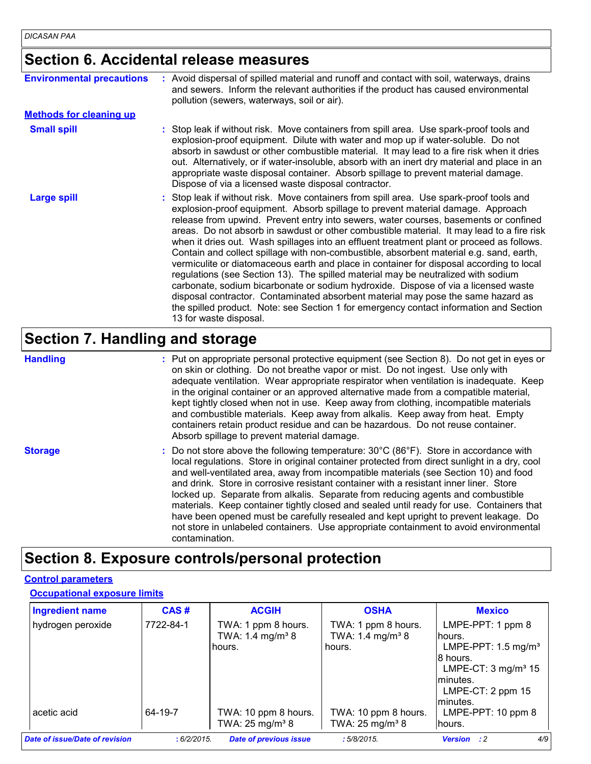## Section 6. Accidental release measures

**Environmental precautions** : Avoid dispersal of spilled material and runoff and contact with soil, waterways, drains and sewers. Inform the relevant authorities if the product has caused environmental pollution (sewers, waterways, soil or air).

**Methods for cleaning up**

**Small spill** : Stop leak if without risk. Move containers from spill area. Use spark-proof tools and explosion-proof equipment. Dilute with water and mop up if water-soluble. Do not absorb in sawdust or other combustible material. It may lead to a fire risk when it dries out. Alternatively, or if water-insoluble, absorb with an inert dry material and place in an appropriate waste disposal container. Absorb spillage to prevent material damage. Dispose of via a licensed waste disposal contractor.

**Large spill** : Stop leak if without risk. Move containers from spill area. Use spark-proof tools and explosion-proof equipment. Absorb spillage to prevent material damage. Approach release from upwind. Prevent entry into sewers, water courses, basements or confined areas. Do not absorb in sawdust or other combustible material. It may lead to a fire risk when it dries out. Wash spillages into an effluent treatment plant or proceed as follows. Contain and collect spillage with non-combustible, absorbent material e.g. sand, earth, vermiculite or diatomaceous earth and place in container for disposal according to local regulations (see Section 13). The spilled material may be neutralized with sodium carbonate, sodium bicarbonate or sodium hydroxide. Dispose of via a licensed waste disposal contractor. Contaminated absorbent material may pose the same hazard as the spilled product. Note: see Section 1 for emergency contact information and Section 13 for waste disposal.

## Section 7. Handling and storage

**Handling** : Put on appropriate personal protective equipment (see Section 8). Do not get in eyes or on skin or clothing. Do not breathe vapor or mist. Do not ingest. Use only with adequate ventilation. Wear appropriate respirator when ventilation is inadequate. Keep in the original container or an approved alternative made from a compatible material, kept tightly closed when not in use. Keep away from clothing, incompatible materials and combustible materials. Keep away from alkalis. Keep away from heat. Empty containers retain product residue and can be hazardous. Do not reuse container. Absorb spillage to prevent material damage.

**Storage** : Do not store above the following temperature: 30°C (86°F). Store in accordance with local regulations. Store in original container protected from direct sunlight in a dry, cool and well-ventilated area, away from incompatible materials (see Section 10) and food and drink. Store in corrosive resistant container with a resistant inner liner. Store locked up. Separate from alkalis. Separate from reducing agents and combustible materials. Keep container tightly closed and sealed until ready for use. Containers that have been opened must be carefully resealed and kept upright to prevent leakage. Do not store in unlabeled containers. Use appropriate containment to avoid environmental contamination.

## Section 8. Exposure controls/personal protection

**Control parameters**

**Occupational exposure limits**

| Ingredient name | CAS # | ACGIH | OSHA | Mexico |
|---|---|---|---|---|
| hydrogen peroxide | 7722-84-1 | TWA: 1 ppm 8 hours. TWA: 1.4 mg/m³ 8 hours. | TWA: 1 ppm 8 hours. TWA: 1.4 mg/m³ 8 hours. | LMPE-PPT: 1 ppm 8 hours. LMPE-PPT: 1.5 mg/m³ 8 hours. LMPE-CT: 3 mg/m³ 15 minutes. LMPE-CT: 2 ppm 15 minutes. |
| acetic acid | 64-19-7 | TWA: 10 ppm 8 hours. TWA: 25 mg/m³ 8 | TWA: 10 ppm 8 hours. TWA: 25 mg/m³ 8 | LMPE-PPT: 10 ppm 8 hours. |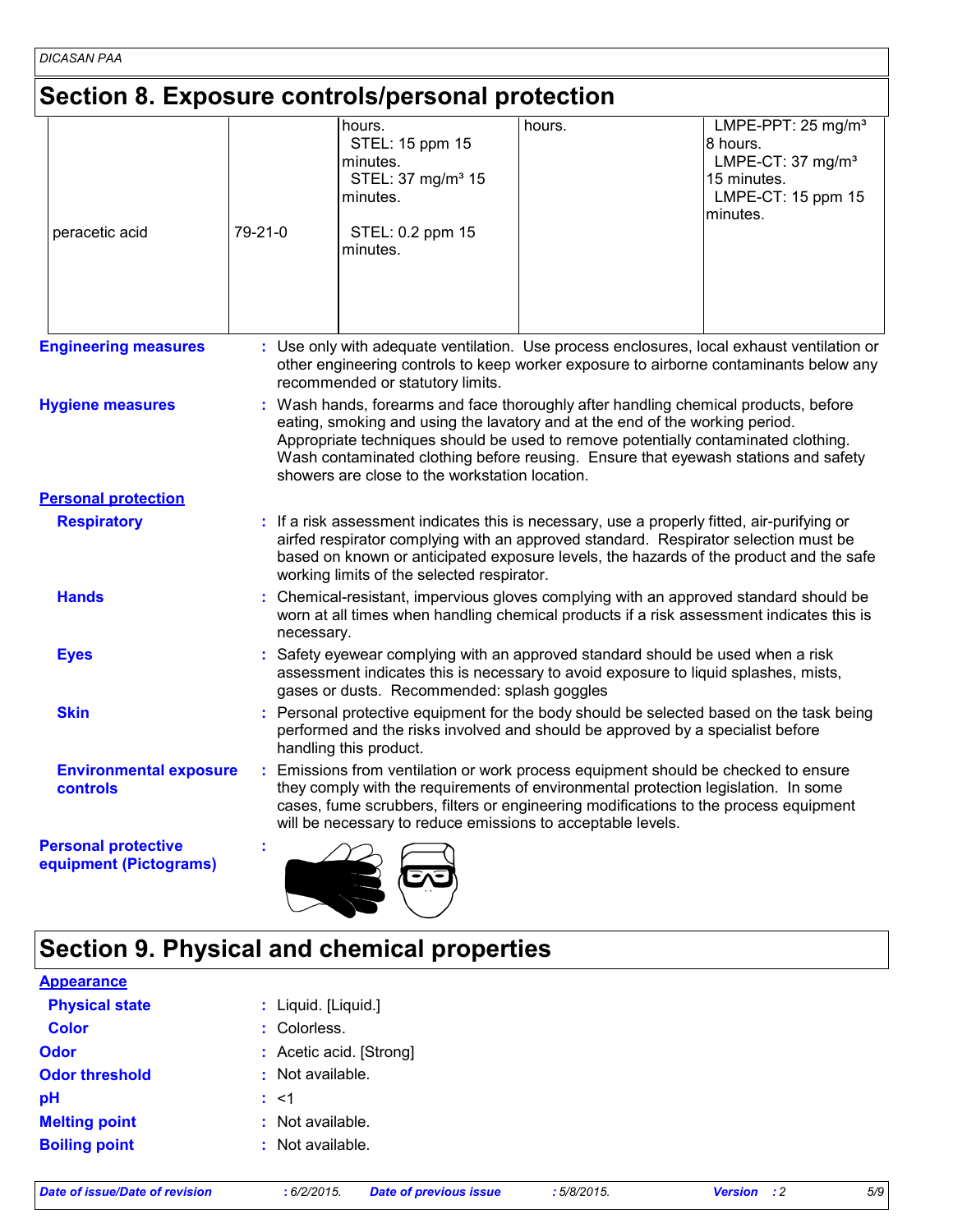## Section 8. Exposure controls/personal protection

| | | | | |
|---|---|---|---|---|
| | | hours.<br>STEL: 15 ppm 15 minutes.<br>STEL: 37 mg/m³ 15 minutes. | hours. | LMPE-PPT: 25 mg/m³ 8 hours.<br>LMPE-CT: 37 mg/m³ 15 minutes.<br>LMPE-CT: 15 ppm 15 minutes. |
| peracetic acid | 79-21-0 | STEL: 0.2 ppm 15 minutes. | | |

**Engineering measures** : Use only with adequate ventilation. Use process enclosures, local exhaust ventilation or other engineering controls to keep worker exposure to airborne contaminants below any recommended or statutory limits.

**Hygiene measures** : Wash hands, forearms and face thoroughly after handling chemical products, before eating, smoking and using the lavatory and at the end of the working period. Appropriate techniques should be used to remove potentially contaminated clothing. Wash contaminated clothing before reusing. Ensure that eyewash stations and safety showers are close to the workstation location.

**Personal protection**

**Respiratory** : If a risk assessment indicates this is necessary, use a properly fitted, air-purifying or airfed respirator complying with an approved standard. Respirator selection must be based on known or anticipated exposure levels, the hazards of the product and the safe working limits of the selected respirator.

**Hands** : Chemical-resistant, impervious gloves complying with an approved standard should be worn at all times when handling chemical products if a risk assessment indicates this is necessary.

**Eyes** : Safety eyewear complying with an approved standard should be used when a risk assessment indicates this is necessary to avoid exposure to liquid splashes, mists, gases or dusts. Recommended: splash goggles

**Skin** : Personal protective equipment for the body should be selected based on the task being performed and the risks involved and should be approved by a specialist before handling this product.

**Environmental exposure controls** : Emissions from ventilation or work process equipment should be checked to ensure they comply with the requirements of environmental protection legislation. In some cases, fume scrubbers, filters or engineering modifications to the process equipment will be necessary to reduce emissions to acceptable levels.

**Personal protective equipment (Pictograms)** :

## Section 9. Physical and chemical properties

**Appearance**

**Physical state** : Liquid. [Liquid.]

**Color** : Colorless.

**Odor** : Acetic acid. [Strong]

**Odor threshold** : Not available.

**pH** : <1

**Melting point** : Not available.

**Boiling point** : Not available.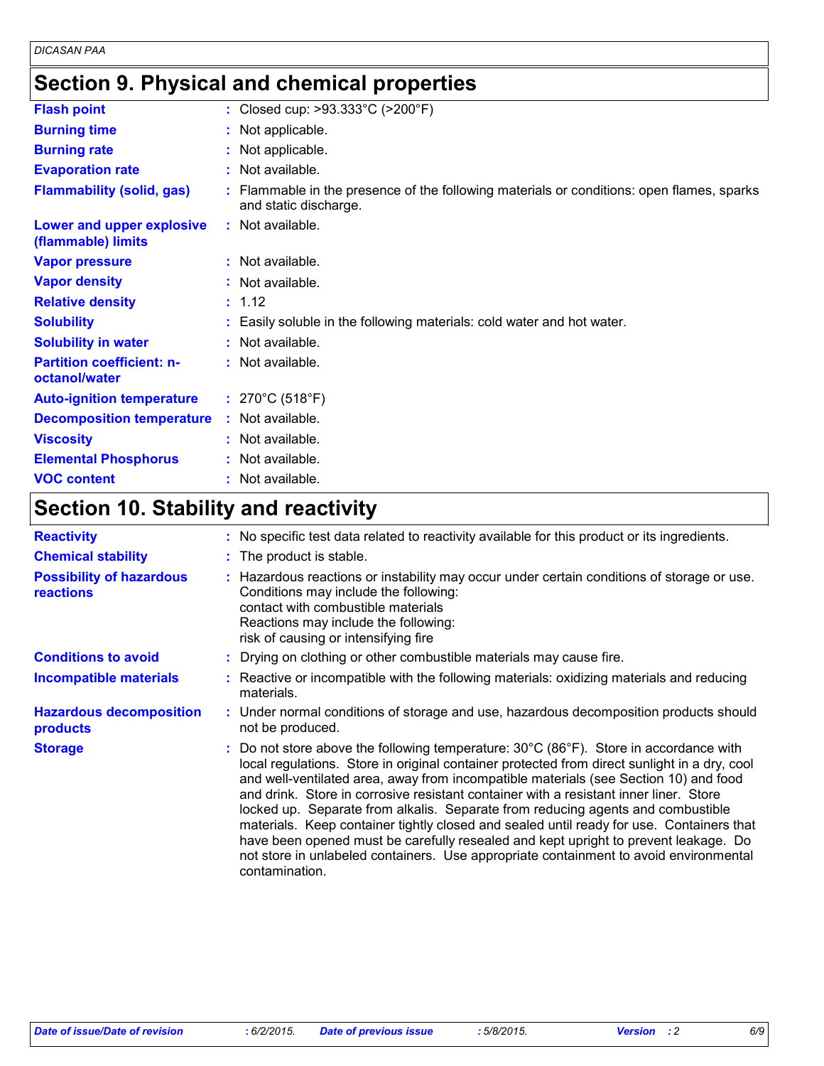## Section 9. Physical and chemical properties

| | |
|---|---|
| **Flash point** | Closed cup: >93.333°C (>200°F) |
| **Burning time** | Not applicable. |
| **Burning rate** | Not applicable. |
| **Evaporation rate** | Not available. |
| **Flammability (solid, gas)** | Flammable in the presence of the following materials or conditions: open flames, sparks and static discharge. |
| **Lower and upper explosive (flammable) limits** | Not available. |
| **Vapor pressure** | Not available. |
| **Vapor density** | Not available. |
| **Relative density** | 1.12 |
| **Solubility** | Easily soluble in the following materials: cold water and hot water. |
| **Solubility in water** | Not available. |
| **Partition coefficient: n-octanol/water** | Not available. |
| **Auto-ignition temperature** | 270°C (518°F) |
| **Decomposition temperature** | Not available. |
| **Viscosity** | Not available. |
| **Elemental Phosphorus** | Not available. |
| **VOC content** | Not available. |

## Section 10. Stability and reactivity

| | |
|---|---|
| **Reactivity** | No specific test data related to reactivity available for this product or its ingredients. |
| **Chemical stability** | The product is stable. |
| **Possibility of hazardous reactions** | Hazardous reactions or instability may occur under certain conditions of storage or use.<br>Conditions may include the following:<br>contact with combustible materials<br>Reactions may include the following:<br>risk of causing or intensifying fire |
| **Conditions to avoid** | Drying on clothing or other combustible materials may cause fire. |
| **Incompatible materials** | Reactive or incompatible with the following materials: oxidizing materials and reducing materials. |
| **Hazardous decomposition products** | Under normal conditions of storage and use, hazardous decomposition products should not be produced. |
| **Storage** | Do not store above the following temperature: 30°C (86°F). Store in accordance with local regulations. Store in original container protected from direct sunlight in a dry, cool and well-ventilated area, away from incompatible materials (see Section 10) and food and drink. Store in corrosive resistant container with a resistant inner liner. Store locked up. Separate from alkalis. Separate from reducing agents and combustible materials. Keep container tightly closed and sealed until ready for use. Containers that have been opened must be carefully resealed and kept upright to prevent leakage. Do not store in unlabeled containers. Use appropriate containment to avoid environmental contamination. |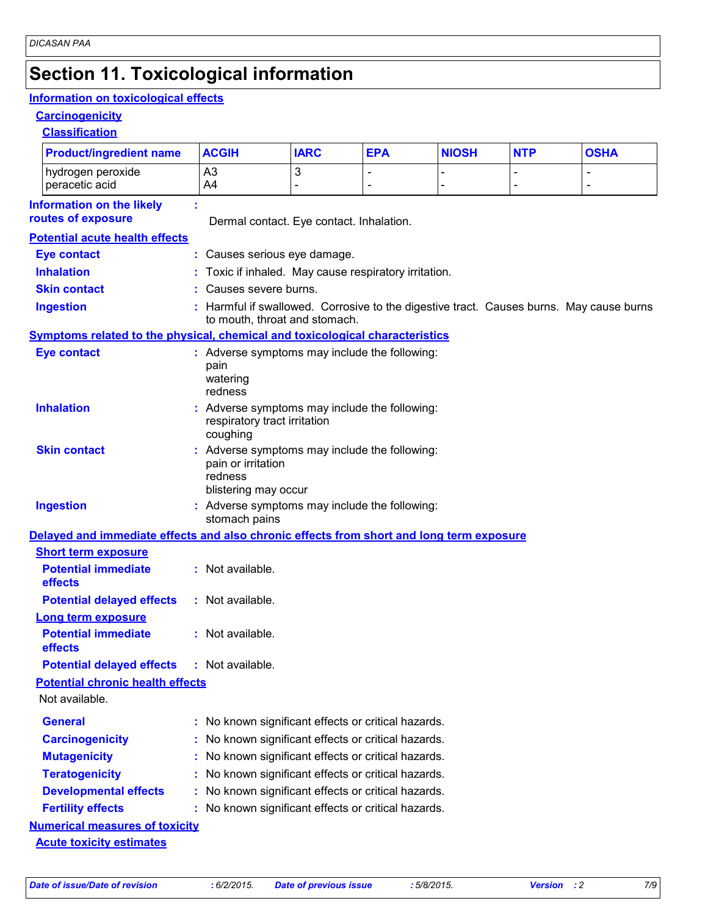# Section 11. Toxicological information

## Information on toxicological effects

### Carcinogenicity

#### Classification

| Product/ingredient name | ACGIH | IARC | EPA | NIOSH | NTP | OSHA |
|---|---|---|---|---|---|---|
| hydrogen peroxide | A3 | 3 | - | - | - | - |
| peracetic acid | A4 | - | - | - | - | - |

**Information on the likely routes of exposure** : Dermal contact. Eye contact. Inhalation.

### Potential acute health effects

**Eye contact** : Causes serious eye damage.

**Inhalation** : Toxic if inhaled. May cause respiratory irritation.

**Skin contact** : Causes severe burns.

**Ingestion** : Harmful if swallowed. Corrosive to the digestive tract. Causes burns. May cause burns to mouth, throat and stomach.

### Symptoms related to the physical, chemical and toxicological characteristics

**Eye contact** : Adverse symptoms may include the following:
pain
watering
redness

**Inhalation** : Adverse symptoms may include the following:
respiratory tract irritation
coughing

**Skin contact** : Adverse symptoms may include the following:
pain or irritation
redness
blistering may occur

**Ingestion** : Adverse symptoms may include the following:
stomach pains

### Delayed and immediate effects and also chronic effects from short and long term exposure

#### Short term exposure

**Potential immediate effects** : Not available.

**Potential delayed effects** : Not available.

#### Long term exposure

**Potential immediate effects** : Not available.

**Potential delayed effects** : Not available.

#### Potential chronic health effects

Not available.

**General** : No known significant effects or critical hazards.

**Carcinogenicity** : No known significant effects or critical hazards.

**Mutagenicity** : No known significant effects or critical hazards.

**Teratogenicity** : No known significant effects or critical hazards.

**Developmental effects** : No known significant effects or critical hazards.

**Fertility effects** : No known significant effects or critical hazards.

### Numerical measures of toxicity

#### Acute toxicity estimates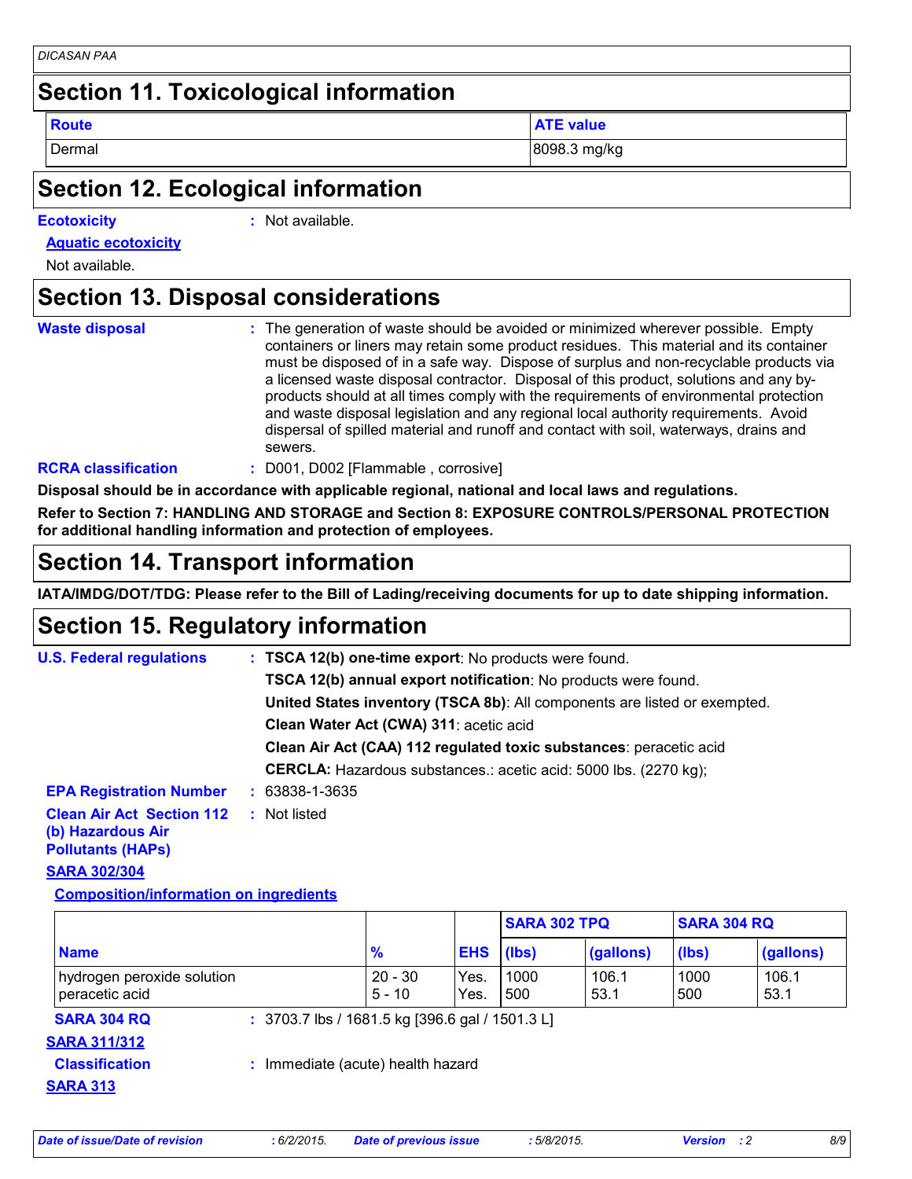## Section 11. Toxicological information

| Route | ATE value |
|---|---|
| Dermal | 8098.3 mg/kg |

## Section 12. Ecological information

**Ecotoxicity** : Not available.

**Aquatic ecotoxicity**

Not available.

## Section 13. Disposal considerations

**Waste disposal** : The generation of waste should be avoided or minimized wherever possible. Empty containers or liners may retain some product residues. This material and its container must be disposed of in a safe way. Dispose of surplus and non-recyclable products via a licensed waste disposal contractor. Disposal of this product, solutions and any by-products should at all times comply with the requirements of environmental protection and waste disposal legislation and any regional local authority requirements. Avoid dispersal of spilled material and runoff and contact with soil, waterways, drains and sewers.

**RCRA classification** : D001, D002 [Flammable , corrosive]

**Disposal should be in accordance with applicable regional, national and local laws and regulations.**

**Refer to Section 7: HANDLING AND STORAGE and Section 8: EXPOSURE CONTROLS/PERSONAL PROTECTION for additional handling information and protection of employees.**

## Section 14. Transport information

**IATA/IMDG/DOT/TDG: Please refer to the Bill of Lading/receiving documents for up to date shipping information.**

## Section 15. Regulatory information

**U.S. Federal regulations** : **TSCA 12(b) one-time export**: No products were found.

**TSCA 12(b) annual export notification**: No products were found.

**United States inventory (TSCA 8b)**: All components are listed or exempted.

**Clean Water Act (CWA) 311**: acetic acid

**Clean Air Act (CAA) 112 regulated toxic substances**: peracetic acid

**CERCLA:** Hazardous substances.: acetic acid: 5000 lbs. (2270 kg);

**EPA Registration Number** : 63838-1-3635

**Clean Air Act Section 112 (b) Hazardous Air Pollutants (HAPs)** : Not listed

**SARA 302/304**

**Composition/information on ingredients**

| | | | SARA 302 TPQ | | SARA 304 RQ | |
|---|---|---|---|---|---|---|
| **Name** | **%** | **EHS** | **(lbs)** | **(gallons)** | **(lbs)** | **(gallons)** |
| hydrogen peroxide solution | 20 - 30 | Yes. | 1000 | 106.1 | 1000 | 106.1 |
| peracetic acid | 5 - 10 | Yes. | 500 | 53.1 | 500 | 53.1 |

**SARA 304 RQ** : 3703.7 lbs / 1681.5 kg [396.6 gal / 1501.3 L]

**SARA 311/312**

**Classification** : Immediate (acute) health hazard

**SARA 313**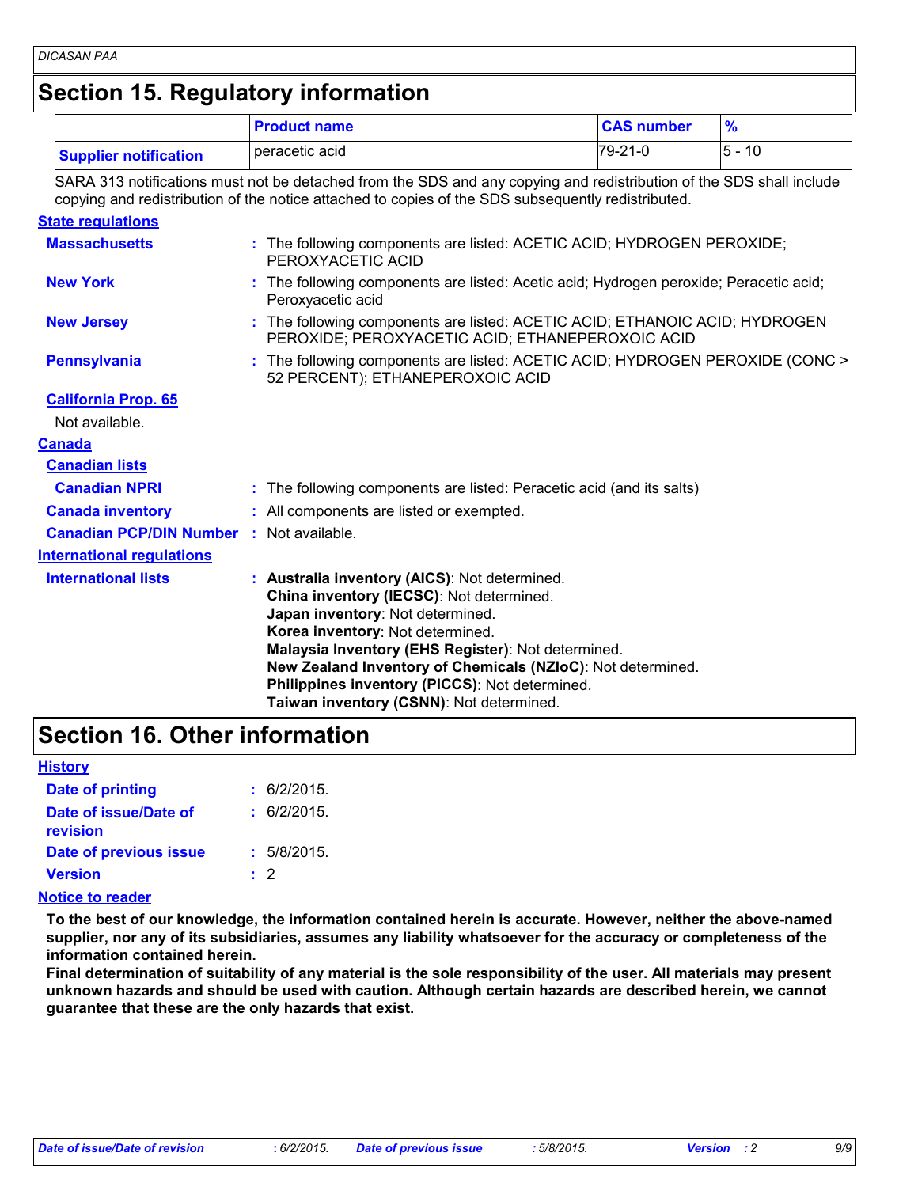## Section 15. Regulatory information

| | Product name | CAS number | % |
|---|---|---|---|
| **Supplier notification** | peracetic acid | 79-21-0 | 5 - 10 |

SARA 313 notifications must not be detached from the SDS and any copying and redistribution of the SDS shall include copying and redistribution of the notice attached to copies of the SDS subsequently redistributed.

**State regulations**

**Massachusetts** : The following components are listed: ACETIC ACID; HYDROGEN PEROXIDE; PEROXYACETIC ACID

**New York** : The following components are listed: Acetic acid; Hydrogen peroxide; Peracetic acid; Peroxyacetic acid

**New Jersey** : The following components are listed: ACETIC ACID; ETHANOIC ACID; HYDROGEN PEROXIDE; PEROXYACETIC ACID; ETHANEPEROXOIC ACID

**Pennsylvania** : The following components are listed: ACETIC ACID; HYDROGEN PEROXIDE (CONC > 52 PERCENT); ETHANEPEROXOIC ACID

**California Prop. 65**

Not available.

**Canada**

**Canadian lists**

**Canadian NPRI** : The following components are listed: Peracetic acid (and its salts)

**Canada inventory** : All components are listed or exempted.

**Canadian PCP/DIN Number** : Not available.

**International regulations**

**International lists** :
- **Australia inventory (AICS)**: Not determined.
- **China inventory (IECSC)**: Not determined.
- **Japan inventory**: Not determined.
- **Korea inventory**: Not determined.
- **Malaysia Inventory (EHS Register)**: Not determined.
- **New Zealand Inventory of Chemicals (NZIoC)**: Not determined.
- **Philippines inventory (PICCS)**: Not determined.
- **Taiwan inventory (CSNN)**: Not determined.

## Section 16. Other information

**History**

**Date of printing** : 6/2/2015.

**Date of issue/Date of revision** : 6/2/2015.

**Date of previous issue** : 5/8/2015.

**Version** : 2

**Notice to reader**

**To the best of our knowledge, the information contained herein is accurate. However, neither the above-named supplier, nor any of its subsidiaries, assumes any liability whatsoever for the accuracy or completeness of the information contained herein.**

**Final determination of suitability of any material is the sole responsibility of the user. All materials may present unknown hazards and should be used with caution. Although certain hazards are described herein, we cannot guarantee that these are the only hazards that exist.**